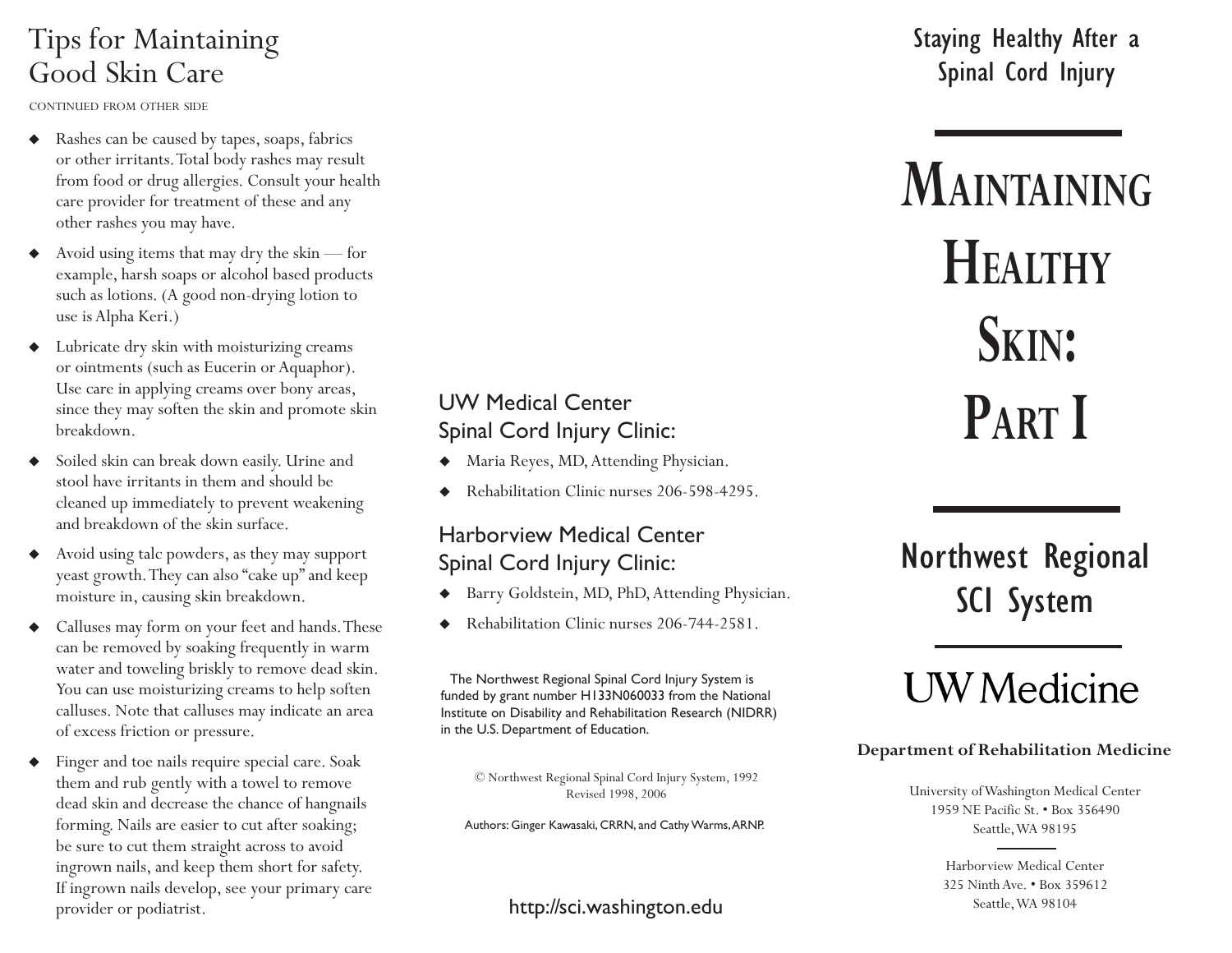# Tips for Maintaining Good Skin Care

CONTINUED FROM OTHER SIDE

- Rashes can be caused by tapes, soaps, fabrics or other irritants. Total body rashes may result from food or drug allergies. Consult your health care provider for treatment of these and any other rashes you may have.
- Avoid using items that may dry the skin — for example, harsh soaps or alcohol based products such as lotions. (A good non-drying lotion to use is Alpha Keri.)
- Lubricate dry skin with moisturizing creams or ointments (such as Eucerin or Aquaphor). Use care in applying creams over bony areas, since they may soften the skin and promote skin breakdown.
- Soiled skin can break down easily. Urine and stool have irritants in them and should be cleaned up immediately to prevent weakening and breakdown of the skin surface.
- Avoid using talc powders, as they may support yeast growth. They can also "cake up" and keep moisture in, causing skin breakdown.
- Calluses may form on your feet and hands. These can be removed by soaking frequently in warm water and toweling briskly to remove dead skin. You can use moisturizing creams to help soften calluses. Note that calluses may indicate an area of excess friction or pressure.
- Finger and toe nails require special care. Soak them and rub gently with a towel to remove dead skin and decrease the chance of hangnails forming. Nails are easier to cut after soaking; be sure to cut them straight across to avoid ingrown nails, and keep them short for safety. If ingrown nails develop, see your primary care provider or podiatrist.

## UW Medical Center Spinal Cord Injury Clinic:

- Maria Reyes, MD, Attending Physician.
- Rehabilitation Clinic nurses 206-598-4295.

## Harborview Medical Center Spinal Cord Injury Clinic:

- Barry Goldstein, MD, PhD, Attending Physician.
- Rehabilitation Clinic nurses 206-744-2581.

The Northwest Regional Spinal Cord Injury System is funded by grant number H133N060033 from the National Institute on Disability and Rehabilitation Research (NIDRR) in the U.S. Department of Education.

© Northwest Regional Spinal Cord Injury System, 1992
Revised 1998, 2006

Authors: Ginger Kawasaki, CRRN, and Cathy Warms, ARNP.

http://sci.washington.edu

Staying Healthy After a Spinal Cord Injury

# MAINTAINING HEALTHY SKIN: PART I

## Northwest Regional SCI System

UW Medicine

**Department of Rehabilitation Medicine**

University of Washington Medical Center
1959 NE Pacific St. • Box 356490
Seattle, WA 98195

Harborview Medical Center
325 Ninth Ave. • Box 359612
Seattle, WA 98104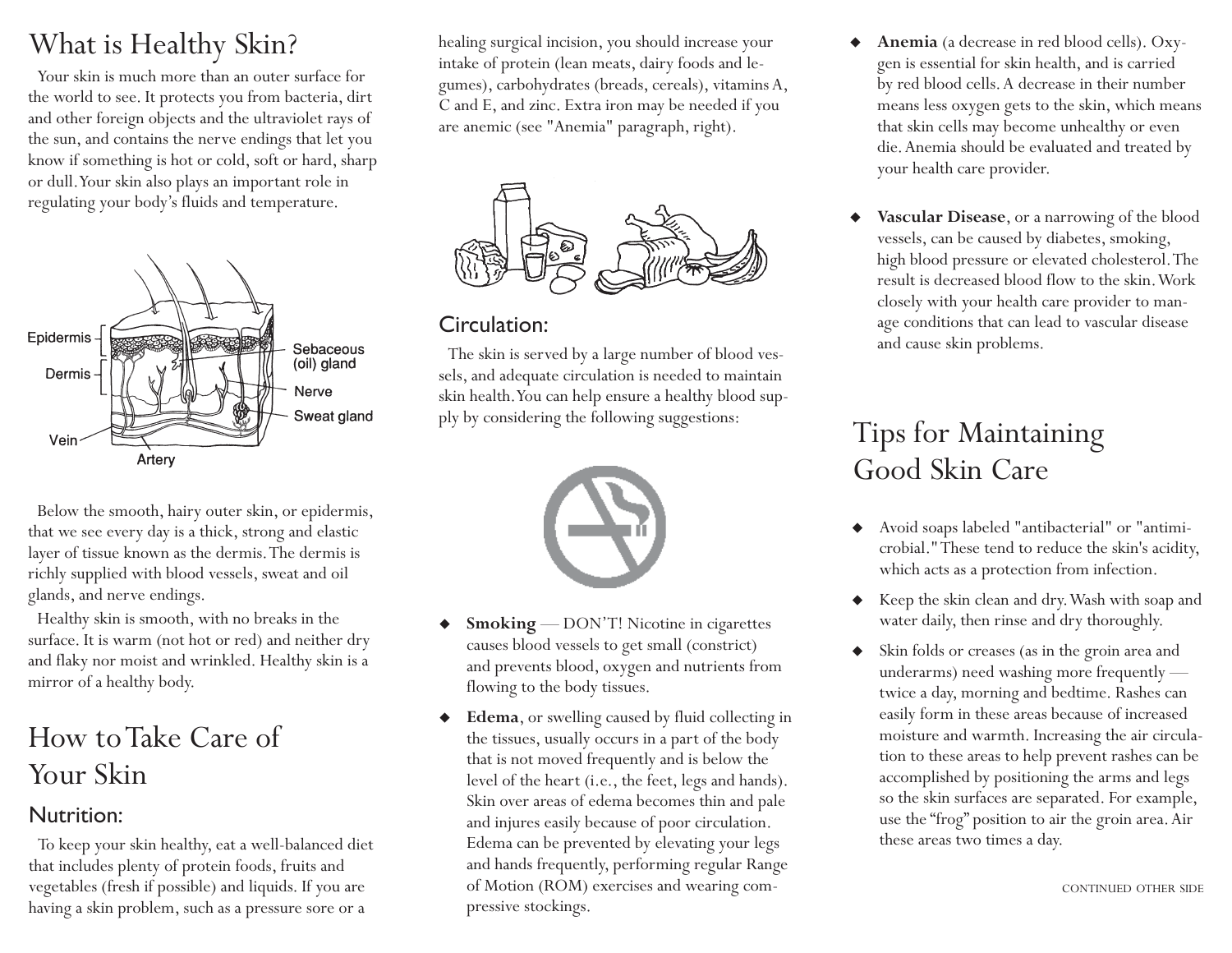# What is Healthy Skin?

Your skin is much more than an outer surface for the world to see. It protects you from bacteria, dirt and other foreign objects and the ultraviolet rays of the sun, and contains the nerve endings that let you know if something is hot or cold, soft or hard, sharp or dull. Your skin also plays an important role in regulating your body's fluids and temperature.

Epidermis
Dermis
Vein
Artery
Sebaceous (oil) gland
Nerve
Sweat gland

Below the smooth, hairy outer skin, or epidermis, that we see every day is a thick, strong and elastic layer of tissue known as the dermis. The dermis is richly supplied with blood vessels, sweat and oil glands, and nerve endings.

Healthy skin is smooth, with no breaks in the surface. It is warm (not hot or red) and neither dry and flaky nor moist and wrinkled. Healthy skin is a mirror of a healthy body.

# How to Take Care of Your Skin

## Nutrition:

To keep your skin healthy, eat a well-balanced diet that includes plenty of protein foods, fruits and vegetables (fresh if possible) and liquids. If you are having a skin problem, such as a pressure sore or a healing surgical incision, you should increase your intake of protein (lean meats, dairy foods and legumes), carbohydrates (breads, cereals), vitamins A, C and E, and zinc. Extra iron may be needed if you are anemic (see "Anemia" paragraph, right).

## Circulation:

The skin is served by a large number of blood vessels, and adequate circulation is needed to maintain skin health. You can help ensure a healthy blood supply by considering the following suggestions:

- **Smoking** — DON'T! Nicotine in cigarettes causes blood vessels to get small (constrict) and prevents blood, oxygen and nutrients from flowing to the body tissues.
- **Edema**, or swelling caused by fluid collecting in the tissues, usually occurs in a part of the body that is not moved frequently and is below the level of the heart (i.e., the feet, legs and hands). Skin over areas of edema becomes thin and pale and injures easily because of poor circulation. Edema can be prevented by elevating your legs and hands frequently, performing regular Range of Motion (ROM) exercises and wearing compressive stockings.
- **Anemia** (a decrease in red blood cells). Oxygen is essential for skin health, and is carried by red blood cells. A decrease in their number means less oxygen gets to the skin, which means that skin cells may become unhealthy or even die. Anemia should be evaluated and treated by your health care provider.
- **Vascular Disease**, or a narrowing of the blood vessels, can be caused by diabetes, smoking, high blood pressure or elevated cholesterol. The result is decreased blood flow to the skin. Work closely with your health care provider to manage conditions that can lead to vascular disease and cause skin problems.

# Tips for Maintaining Good Skin Care

- Avoid soaps labeled "antibacterial" or "antimicrobial." These tend to reduce the skin's acidity, which acts as a protection from infection.
- Keep the skin clean and dry. Wash with soap and water daily, then rinse and dry thoroughly.
- Skin folds or creases (as in the groin area and underarms) need washing more frequently — twice a day, morning and bedtime. Rashes can easily form in these areas because of increased moisture and warmth. Increasing the air circulation to these areas to help prevent rashes can be accomplished by positioning the arms and legs so the skin surfaces are separated. For example, use the "frog" position to air the groin area. Air these areas two times a day.

CONTINUED OTHER SIDE